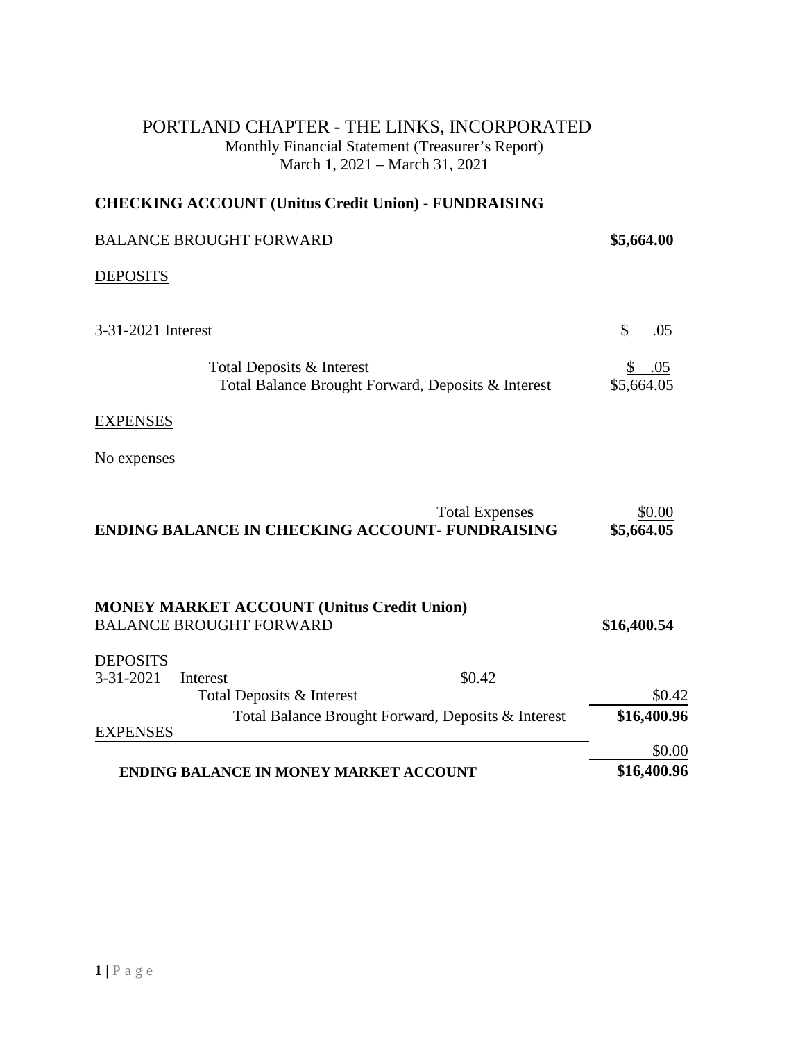# PORTLAND CHAPTER - THE LINKS, INCORPORATED

Monthly Financial Statement (Treasurer's Report)
March 1, 2021 – March 31, 2021

## CHECKING ACCOUNT (Unitus Credit Union) - FUNDRAISING

| | |
|---|---|
| BALANCE BROUGHT FORWARD | **$5,664.00** |
| <u>DEPOSITS</u> | |
| 3-31-2021 Interest | $ .05 |
| Total Deposits & Interest | $ .05 |
| Total Balance Brought Forward, Deposits & Interest | $5,664.05 |
| <u>EXPENSES</u> | |
| No expenses | |
| Total Expenses | $0.00 |
| **ENDING BALANCE IN CHECKING ACCOUNT- FUNDRAISING** | **$5,664.05** |

## MONEY MARKET ACCOUNT (Unitus Credit Union)

| | | | |
|---|---|---|---|
| BALANCE BROUGHT FORWARD | | | **$16,400.54** |
| DEPOSITS | | | |
| 3-31-2021 | Interest | $0.42 | |
| | Total Deposits & Interest | | $0.42 |
| | Total Balance Brought Forward, Deposits & Interest | | **$16,400.96** |
| EXPENSES | | | $0.00 |
| **ENDING BALANCE IN MONEY MARKET ACCOUNT** | | | **$16,400.96** |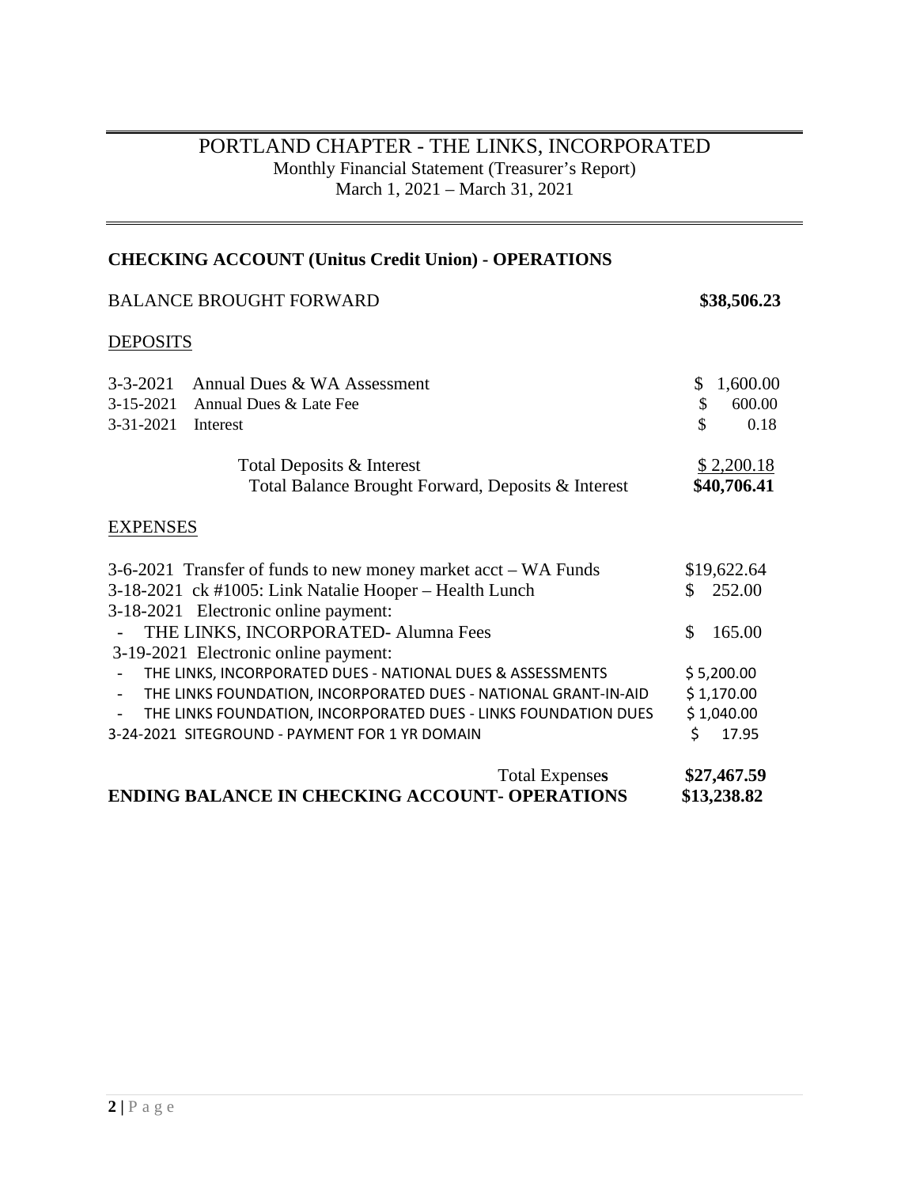# PORTLAND CHAPTER - THE LINKS, INCORPORATED

Monthly Financial Statement (Treasurer's Report)
March 1, 2021 – March 31, 2021

## CHECKING ACCOUNT (Unitus Credit Union) - OPERATIONS

| | |
|---|---|
| BALANCE BROUGHT FORWARD | **\$38,506.23** |

### DEPOSITS

| | |
|---|---|
| 3-3-2021 Annual Dues & WA Assessment | \$ 1,600.00 |
| 3-15-2021 Annual Dues & Late Fee | \$ 600.00 |
| 3-31-2021 Interest | \$ 0.18 |
| Total Deposits & Interest | \$ 2,200.18 |
| Total Balance Brought Forward, Deposits & Interest | **\$40,706.41** |

### EXPENSES

| | |
|---|---|
| 3-6-2021 Transfer of funds to new money market acct – WA Funds | \$19,622.64 |
| 3-18-2021 ck #1005: Link Natalie Hooper – Health Lunch | \$ 252.00 |
| 3-18-2021 Electronic online payment: | |
| - THE LINKS, INCORPORATED- Alumna Fees | \$ 165.00 |
| 3-19-2021 Electronic online payment: | |
| - THE LINKS, INCORPORATED DUES - NATIONAL DUES & ASSESSMENTS | \$ 5,200.00 |
| - THE LINKS FOUNDATION, INCORPORATED DUES - NATIONAL GRANT-IN-AID | \$ 1,170.00 |
| - THE LINKS FOUNDATION, INCORPORATED DUES - LINKS FOUNDATION DUES | \$ 1,040.00 |
| 3-24-2021 SITEGROUND - PAYMENT FOR 1 YR DOMAIN | \$ 17.95 |
| Total Expenses | **\$27,467.59** |
| **ENDING BALANCE IN CHECKING ACCOUNT- OPERATIONS** | **\$13,238.82** |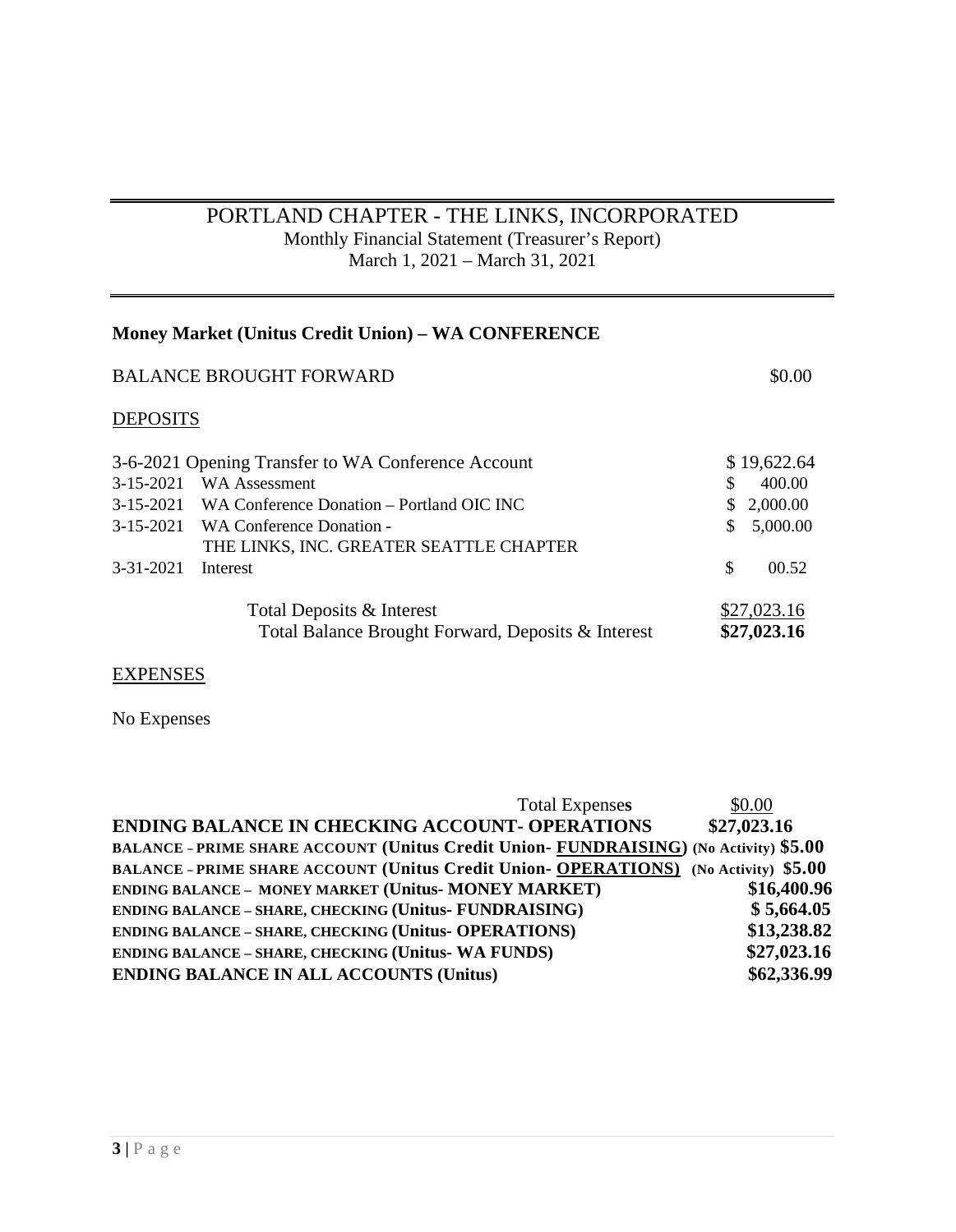# PORTLAND CHAPTER - THE LINKS, INCORPORATED

Monthly Financial Statement (Treasurer's Report)
March 1, 2021 – March 31, 2021

**Money Market (Unitus Credit Union) – WA CONFERENCE**

| | | |
|---|---|---|
| BALANCE BROUGHT FORWARD | | $0.00 |

<u>DEPOSITS</u>

| | | |
|---|---|---|
| 3-6-2021 | Opening Transfer to WA Conference Account | $ 19,622.64 |
| 3-15-2021 | WA Assessment | $ 400.00 |
| 3-15-2021 | WA Conference Donation – Portland OIC INC | $ 2,000.00 |
| 3-15-2021 | WA Conference Donation - THE LINKS, INC. GREATER SEATTLE CHAPTER | $ 5,000.00 |
| 3-31-2021 | Interest | $ 00.52 |
| | Total Deposits & Interest | <u>$27,023.16</u> |
| | Total Balance Brought Forward, Deposits & Interest | **$27,023.16** |

<u>EXPENSES</u>

No Expenses

| | |
|---|---|
| Total Expenses | <u>$0.00</u> |
| **ENDING BALANCE IN CHECKING ACCOUNT- OPERATIONS** | **$27,023.16** |
| **BALANCE – PRIME SHARE ACCOUNT (Unitus Credit Union- <u>FUNDRAISING</u>) (No Activity)** | **$5.00** |
| **BALANCE – PRIME SHARE ACCOUNT (Unitus Credit Union- <u>OPERATIONS</u>) (No Activity)** | **$5.00** |
| **ENDING BALANCE – MONEY MARKET (Unitus- MONEY MARKET)** | **$16,400.96** |
| **ENDING BALANCE – SHARE, CHECKING (Unitus- FUNDRAISING)** | **$ 5,664.05** |
| **ENDING BALANCE – SHARE, CHECKING (Unitus- OPERATIONS)** | **$13,238.82** |
| **ENDING BALANCE – SHARE, CHECKING (Unitus- WA FUNDS)** | **$27,023.16** |
| **ENDING BALANCE IN ALL ACCOUNTS (Unitus)** | **$62,336.99** |